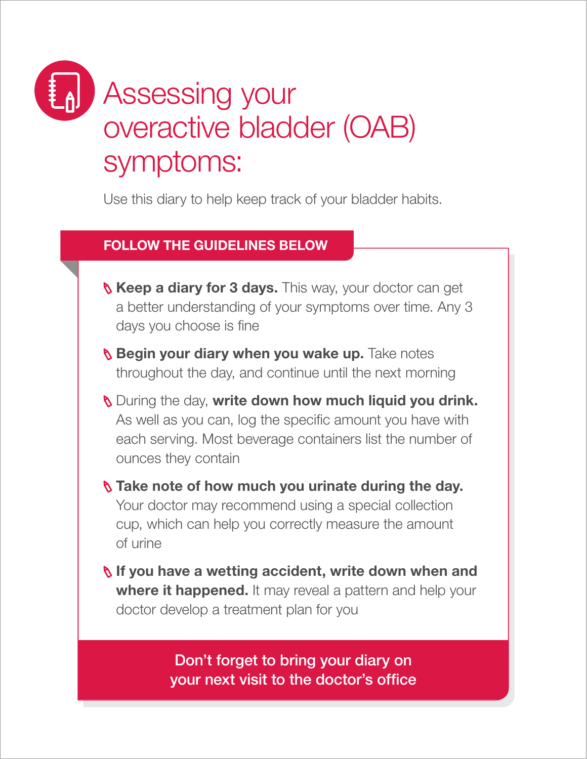# Assessing your overactive bladder (OAB) symptoms:

Use this diary to help keep track of your bladder habits.

## FOLLOW THE GUIDELINES BELOW

- **Keep a diary for 3 days.** This way, your doctor can get a better understanding of your symptoms over time. Any 3 days you choose is fine
- **Begin your diary when you wake up.** Take notes throughout the day, and continue until the next morning
- During the day, **write down how much liquid you drink.** As well as you can, log the specific amount you have with each serving. Most beverage containers list the number of ounces they contain
- **Take note of how much you urinate during the day.** Your doctor may recommend using a special collection cup, which can help you correctly measure the amount of urine
- **If you have a wetting accident, write down when and where it happened.** It may reveal a pattern and help your doctor develop a treatment plan for you

**Don't forget to bring your diary on your next visit to the doctor's office**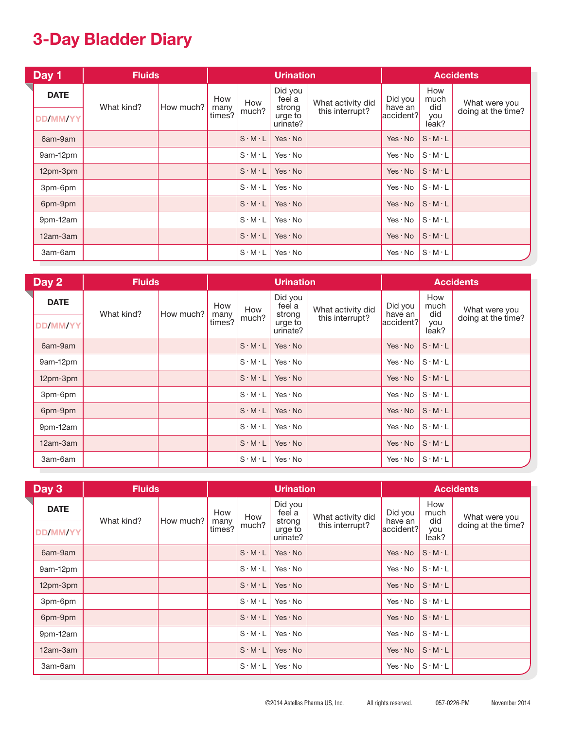# 3-Day Bladder Diary

| Day 1 | Fluids | | Urination | | | | Accidents | | |
|---|---|---|---|---|---|---|---|---|---|
| DATE DD/MM/YY | What kind? | How much? | How many times? | How much? | Did you feel a strong urge to urinate? | What activity did this interrupt? | Did you have an accident? | How much did you leak? | What were you doing at the time? |
| 6am-9am | | | | S · M · L | Yes · No | | Yes · No | S · M · L | |
| 9am-12pm | | | | S · M · L | Yes · No | | Yes · No | S · M · L | |
| 12pm-3pm | | | | S · M · L | Yes · No | | Yes · No | S · M · L | |
| 3pm-6pm | | | | S · M · L | Yes · No | | Yes · No | S · M · L | |
| 6pm-9pm | | | | S · M · L | Yes · No | | Yes · No | S · M · L | |
| 9pm-12am | | | | S · M · L | Yes · No | | Yes · No | S · M · L | |
| 12am-3am | | | | S · M · L | Yes · No | | Yes · No | S · M · L | |
| 3am-6am | | | | S · M · L | Yes · No | | Yes · No | S · M · L | |

| Day 2 | Fluids | | Urination | | | | Accidents | | |
|---|---|---|---|---|---|---|---|---|---|
| DATE DD/MM/YY | What kind? | How much? | How many times? | How much? | Did you feel a strong urge to urinate? | What activity did this interrupt? | Did you have an accident? | How much did you leak? | What were you doing at the time? |
| 6am-9am | | | | S · M · L | Yes · No | | Yes · No | S · M · L | |
| 9am-12pm | | | | S · M · L | Yes · No | | Yes · No | S · M · L | |
| 12pm-3pm | | | | S · M · L | Yes · No | | Yes · No | S · M · L | |
| 3pm-6pm | | | | S · M · L | Yes · No | | Yes · No | S · M · L | |
| 6pm-9pm | | | | S · M · L | Yes · No | | Yes · No | S · M · L | |
| 9pm-12am | | | | S · M · L | Yes · No | | Yes · No | S · M · L | |
| 12am-3am | | | | S · M · L | Yes · No | | Yes · No | S · M · L | |
| 3am-6am | | | | S · M · L | Yes · No | | Yes · No | S · M · L | |

| Day 3 | Fluids | | Urination | | | | Accidents | | |
|---|---|---|---|---|---|---|---|---|---|
| DATE DD/MM/YY | What kind? | How much? | How many times? | How much? | Did you feel a strong urge to urinate? | What activity did this interrupt? | Did you have an accident? | How much did you leak? | What were you doing at the time? |
| 6am-9am | | | | S · M · L | Yes · No | | Yes · No | S · M · L | |
| 9am-12pm | | | | S · M · L | Yes · No | | Yes · No | S · M · L | |
| 12pm-3pm | | | | S · M · L | Yes · No | | Yes · No | S · M · L | |
| 3pm-6pm | | | | S · M · L | Yes · No | | Yes · No | S · M · L | |
| 6pm-9pm | | | | S · M · L | Yes · No | | Yes · No | S · M · L | |
| 9pm-12am | | | | S · M · L | Yes · No | | Yes · No | S · M · L | |
| 12am-3am | | | | S · M · L | Yes · No | | Yes · No | S · M · L | |
| 3am-6am | | | | S · M · L | Yes · No | | Yes · No | S · M · L | |

©2014 Astellas Pharma US, Inc. All rights reserved. 057-0226-PM November 2014